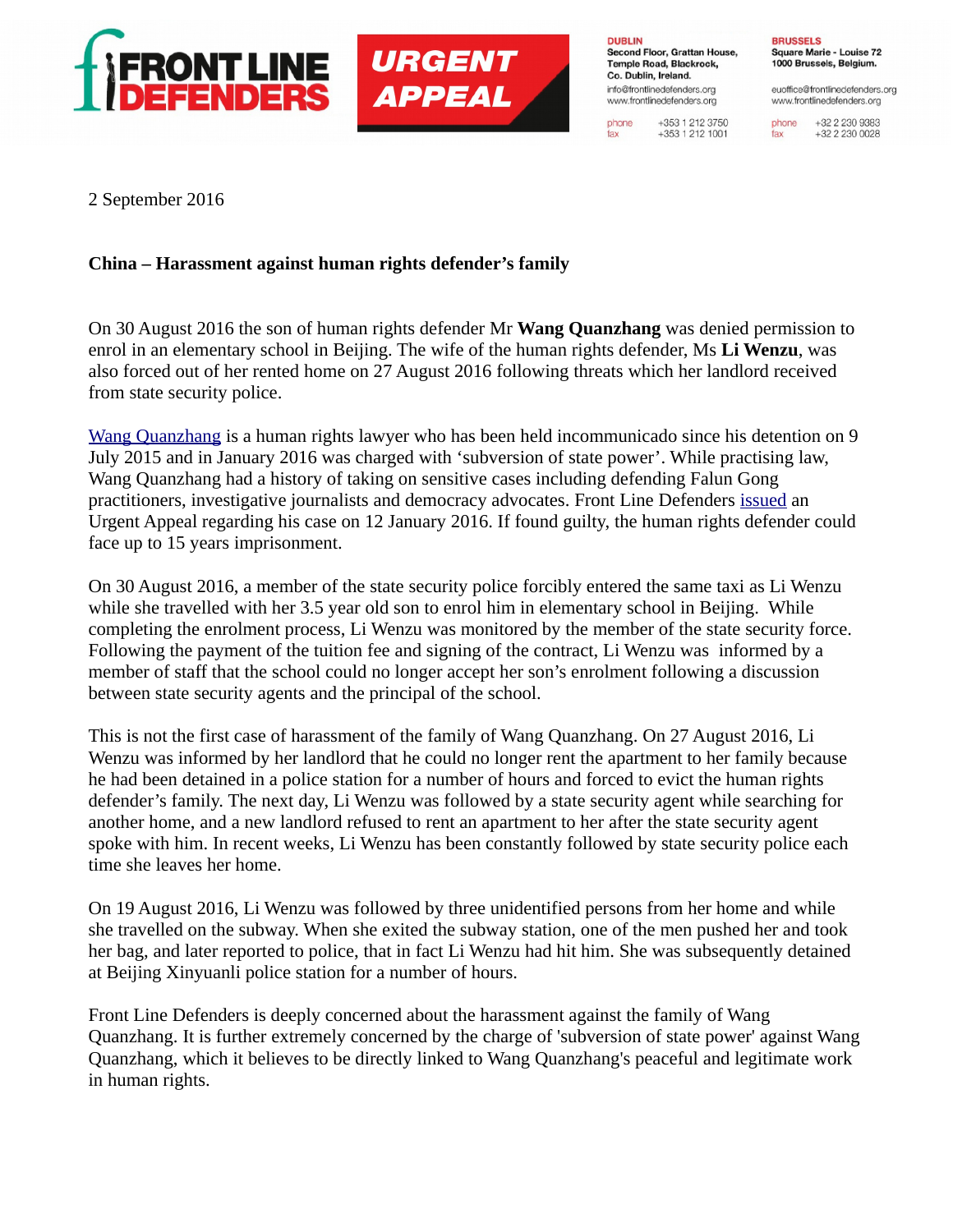FRONT LINE DEFENDERS

URGENT APPEAL

**DUBLIN**
**Second Floor, Grattan House, Temple Road, Blackrock, Co. Dublin, Ireland.**
info@frontlinedefenders.org
www.frontlinedefenders.org
phone +353 1 212 3750
fax +353 1 212 1001

**BRUSSELS**
**Square Marie - Louise 72 1000 Brussels, Belgium.**
euoffice@frontlinedefenders.org
www.frontlinedefenders.org
phone +32 2 230 9383
fax +32 2 230 0028

2 September 2016

**China – Harassment against human rights defender's family**

On 30 August 2016 the son of human rights defender Mr **Wang Quanzhang** was denied permission to enrol in an elementary school in Beijing. The wife of the human rights defender, Ms **Li Wenzu**, was also forced out of her rented home on 27 August 2016 following threats which her landlord received from state security police.

Wang Quanzhang is a human rights lawyer who has been held incommunicado since his detention on 9 July 2015 and in January 2016 was charged with 'subversion of state power'. While practising law, Wang Quanzhang had a history of taking on sensitive cases including defending Falun Gong practitioners, investigative journalists and democracy advocates. Front Line Defenders issued an Urgent Appeal regarding his case on 12 January 2016. If found guilty, the human rights defender could face up to 15 years imprisonment.

On 30 August 2016, a member of the state security police forcibly entered the same taxi as Li Wenzu while she travelled with her 3.5 year old son to enrol him in elementary school in Beijing. While completing the enrolment process, Li Wenzu was monitored by the member of the state security force. Following the payment of the tuition fee and signing of the contract, Li Wenzu was informed by a member of staff that the school could no longer accept her son's enrolment following a discussion between state security agents and the principal of the school.

This is not the first case of harassment of the family of Wang Quanzhang. On 27 August 2016, Li Wenzu was informed by her landlord that he could no longer rent the apartment to her family because he had been detained in a police station for a number of hours and forced to evict the human rights defender's family. The next day, Li Wenzu was followed by a state security agent while searching for another home, and a new landlord refused to rent an apartment to her after the state security agent spoke with him. In recent weeks, Li Wenzu has been constantly followed by state security police each time she leaves her home.

On 19 August 2016, Li Wenzu was followed by three unidentified persons from her home and while she travelled on the subway. When she exited the subway station, one of the men pushed her and took her bag, and later reported to police, that in fact Li Wenzu had hit him. She was subsequently detained at Beijing Xinyuanli police station for a number of hours.

Front Line Defenders is deeply concerned about the harassment against the family of Wang Quanzhang. It is further extremely concerned by the charge of 'subversion of state power' against Wang Quanzhang, which it believes to be directly linked to Wang Quanzhang's peaceful and legitimate work in human rights.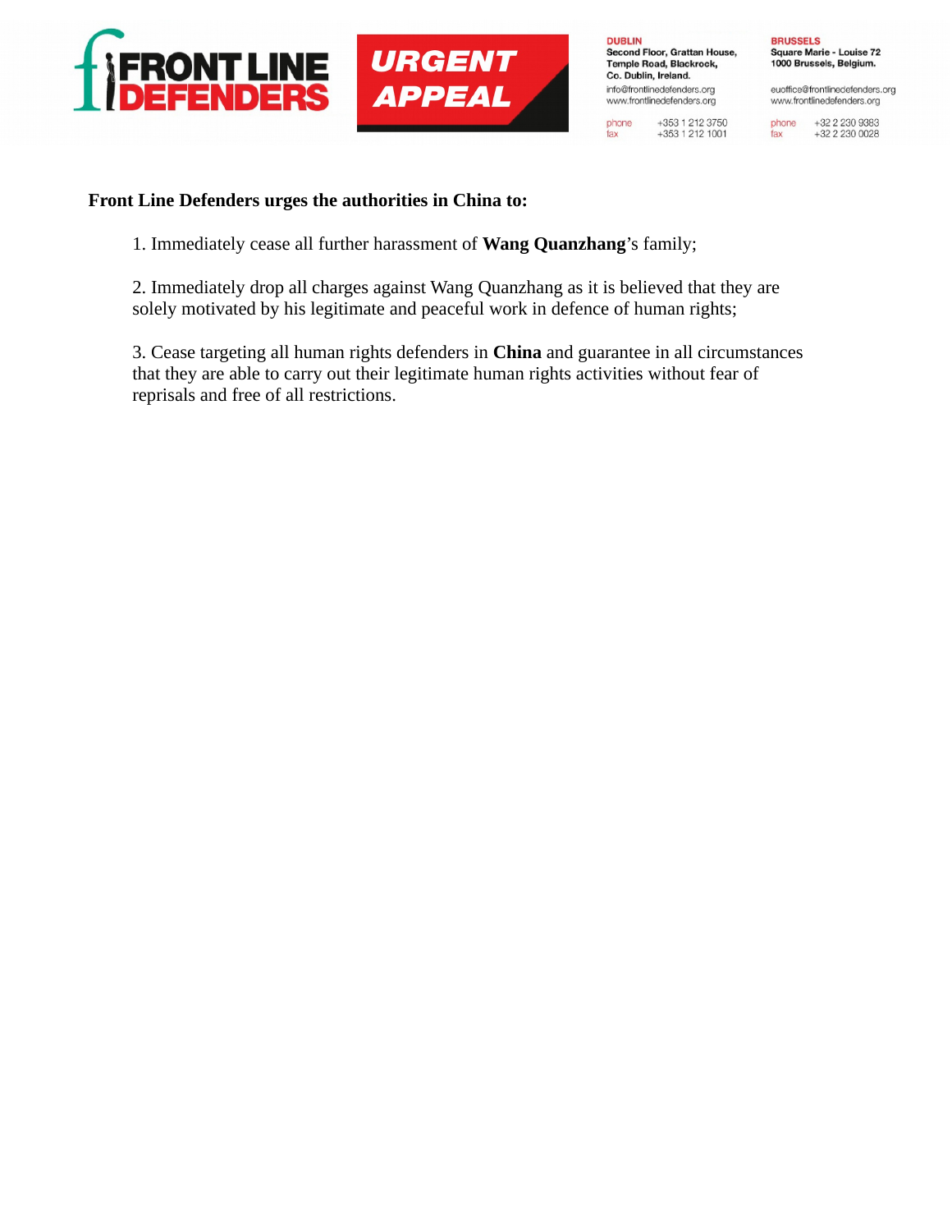**Front Line Defenders urges the authorities in China to:**

1. Immediately cease all further harassment of **Wang Quanzhang**'s family;

2. Immediately drop all charges against Wang Quanzhang as it is believed that they are solely motivated by his legitimate and peaceful work in defence of human rights;

3. Cease targeting all human rights defenders in **China** and guarantee in all circumstances that they are able to carry out their legitimate human rights activities without fear of reprisals and free of all restrictions.